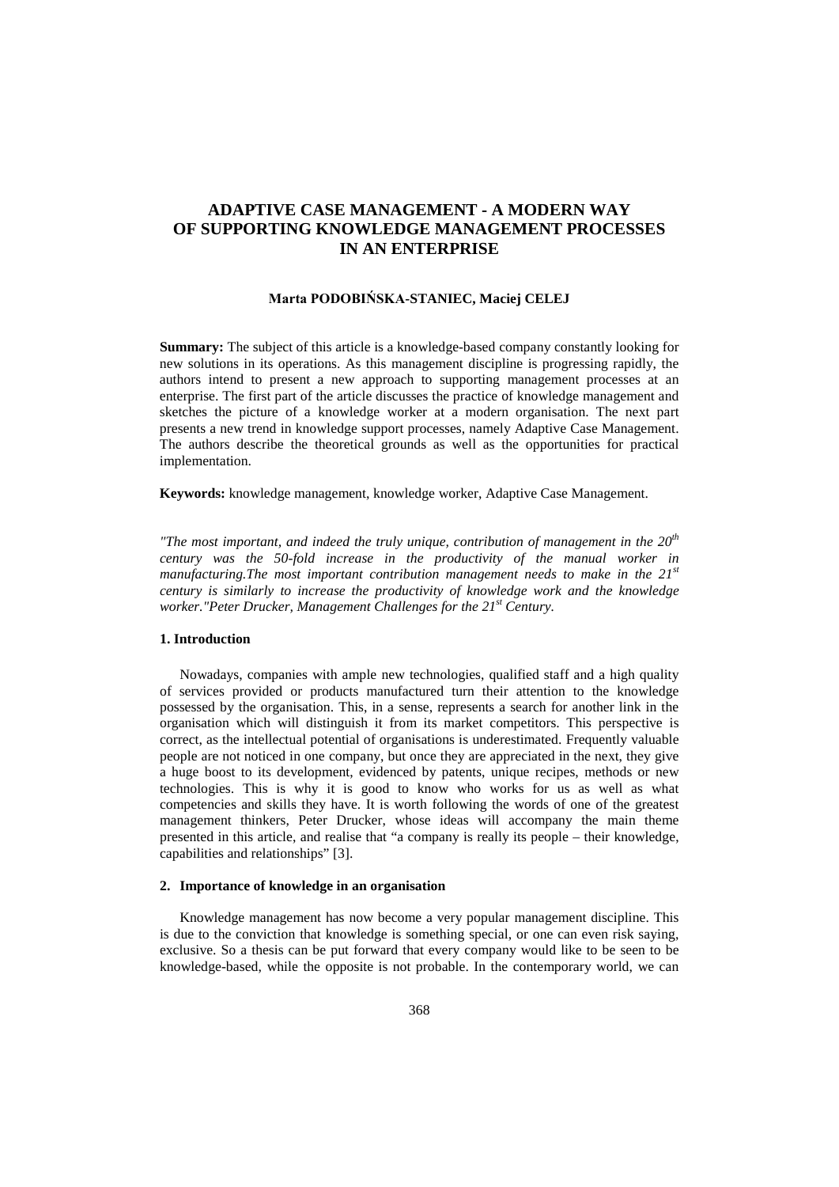# ADAPTIVE CASE MANAGEMENT - A MODERN WAY OF SUPPORTING KNOWLEDGE MANAGEMENT PROCESSES IN AN ENTERPRISE

**Marta PODOBIŃSKA-STANIEC, Maciej CELEJ**

**Summary:** The subject of this article is a knowledge-based company constantly looking for new solutions in its operations. As this management discipline is progressing rapidly, the authors intend to present a new approach to supporting management processes at an enterprise. The first part of the article discusses the practice of knowledge management and sketches the picture of a knowledge worker at a modern organisation. The next part presents a new trend in knowledge support processes, namely Adaptive Case Management. The authors describe the theoretical grounds as well as the opportunities for practical implementation.

**Keywords:** knowledge management, knowledge worker, Adaptive Case Management.

*"The most important, and indeed the truly unique, contribution of management in the 20th century was the 50-fold increase in the productivity of the manual worker in manufacturing.The most important contribution management needs to make in the 21st century is similarly to increase the productivity of knowledge work and the knowledge worker."Peter Drucker, Management Challenges for the 21st Century.*

## 1. Introduction

Nowadays, companies with ample new technologies, qualified staff and a high quality of services provided or products manufactured turn their attention to the knowledge possessed by the organisation. This, in a sense, represents a search for another link in the organisation which will distinguish it from its market competitors. This perspective is correct, as the intellectual potential of organisations is underestimated. Frequently valuable people are not noticed in one company, but once they are appreciated in the next, they give a huge boost to its development, evidenced by patents, unique recipes, methods or new technologies. This is why it is good to know who works for us as well as what competencies and skills they have. It is worth following the words of one of the greatest management thinkers, Peter Drucker, whose ideas will accompany the main theme presented in this article, and realise that "a company is really its people – their knowledge, capabilities and relationships" [3].

## 2. Importance of knowledge in an organisation

Knowledge management has now become a very popular management discipline. This is due to the conviction that knowledge is something special, or one can even risk saying, exclusive. So a thesis can be put forward that every company would like to be seen to be knowledge-based, while the opposite is not probable. In the contemporary world, we can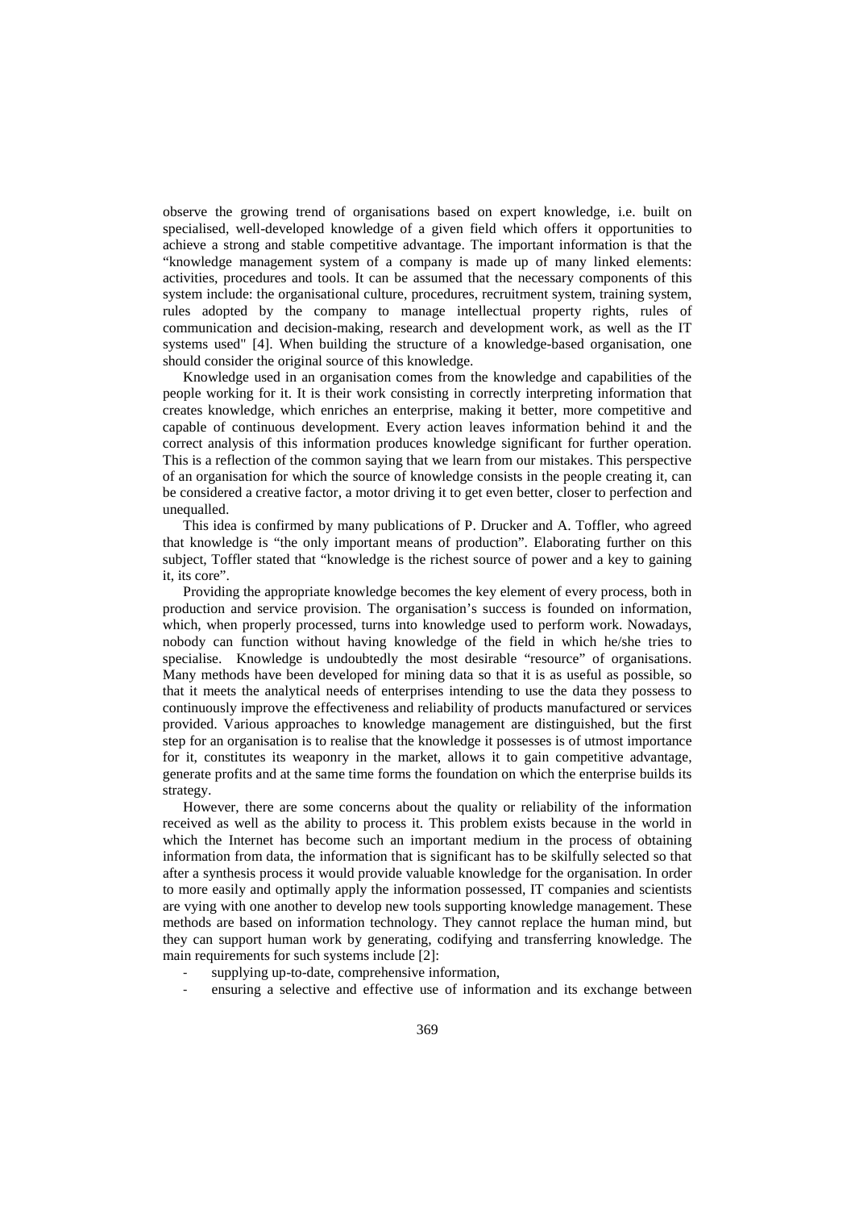observe the growing trend of organisations based on expert knowledge, i.e. built on specialised, well-developed knowledge of a given field which offers it opportunities to achieve a strong and stable competitive advantage. The important information is that the "knowledge management system of a company is made up of many linked elements: activities, procedures and tools. It can be assumed that the necessary components of this system include: the organisational culture, procedures, recruitment system, training system, rules adopted by the company to manage intellectual property rights, rules of communication and decision-making, research and development work, as well as the IT systems used" [4]. When building the structure of a knowledge-based organisation, one should consider the original source of this knowledge.

Knowledge used in an organisation comes from the knowledge and capabilities of the people working for it. It is their work consisting in correctly interpreting information that creates knowledge, which enriches an enterprise, making it better, more competitive and capable of continuous development. Every action leaves information behind it and the correct analysis of this information produces knowledge significant for further operation. This is a reflection of the common saying that we learn from our mistakes. This perspective of an organisation for which the source of knowledge consists in the people creating it, can be considered a creative factor, a motor driving it to get even better, closer to perfection and unequalled.

This idea is confirmed by many publications of P. Drucker and A. Toffler, who agreed that knowledge is "the only important means of production". Elaborating further on this subject, Toffler stated that "knowledge is the richest source of power and a key to gaining it, its core".

Providing the appropriate knowledge becomes the key element of every process, both in production and service provision. The organisation's success is founded on information, which, when properly processed, turns into knowledge used to perform work. Nowadays, nobody can function without having knowledge of the field in which he/she tries to specialise. Knowledge is undoubtedly the most desirable "resource" of organisations. Many methods have been developed for mining data so that it is as useful as possible, so that it meets the analytical needs of enterprises intending to use the data they possess to continuously improve the effectiveness and reliability of products manufactured or services provided. Various approaches to knowledge management are distinguished, but the first step for an organisation is to realise that the knowledge it possesses is of utmost importance for it, constitutes its weaponry in the market, allows it to gain competitive advantage, generate profits and at the same time forms the foundation on which the enterprise builds its strategy.

However, there are some concerns about the quality or reliability of the information received as well as the ability to process it. This problem exists because in the world in which the Internet has become such an important medium in the process of obtaining information from data, the information that is significant has to be skilfully selected so that after a synthesis process it would provide valuable knowledge for the organisation. In order to more easily and optimally apply the information possessed, IT companies and scientists are vying with one another to develop new tools supporting knowledge management. These methods are based on information technology. They cannot replace the human mind, but they can support human work by generating, codifying and transferring knowledge. The main requirements for such systems include [2]:

- supplying up-to-date, comprehensive information,
- ensuring a selective and effective use of information and its exchange between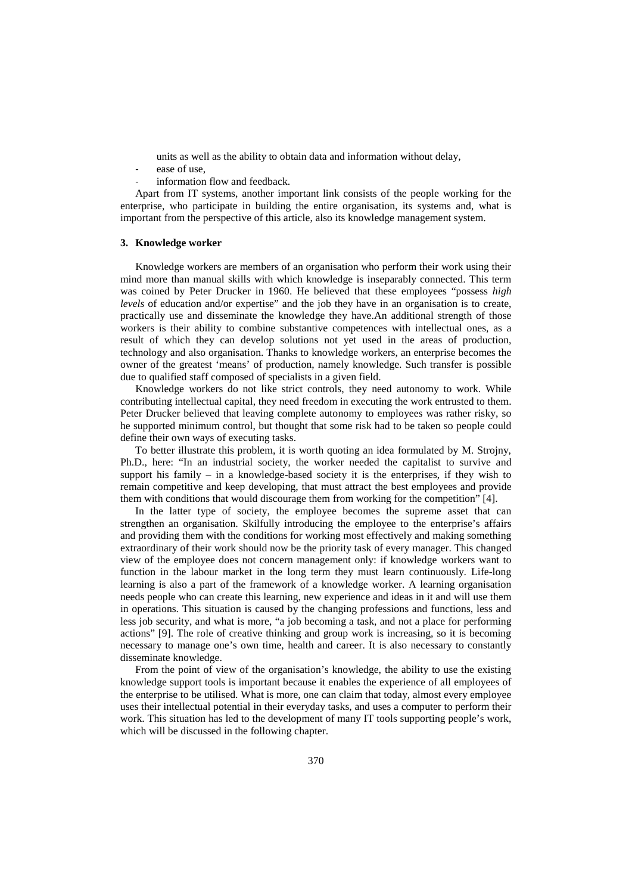units as well as the ability to obtain data and information without delay,

- ease of use,
- information flow and feedback.

Apart from IT systems, another important link consists of the people working for the enterprise, who participate in building the entire organisation, its systems and, what is important from the perspective of this article, also its knowledge management system.

## 3. Knowledge worker

Knowledge workers are members of an organisation who perform their work using their mind more than manual skills with which knowledge is inseparably connected. This term was coined by Peter Drucker in 1960. He believed that these employees "possess *high levels* of education and/or expertise" and the job they have in an organisation is to create, practically use and disseminate the knowledge they have.An additional strength of those workers is their ability to combine substantive competences with intellectual ones, as a result of which they can develop solutions not yet used in the areas of production, technology and also organisation. Thanks to knowledge workers, an enterprise becomes the owner of the greatest 'means' of production, namely knowledge. Such transfer is possible due to qualified staff composed of specialists in a given field.

Knowledge workers do not like strict controls, they need autonomy to work. While contributing intellectual capital, they need freedom in executing the work entrusted to them. Peter Drucker believed that leaving complete autonomy to employees was rather risky, so he supported minimum control, but thought that some risk had to be taken so people could define their own ways of executing tasks.

To better illustrate this problem, it is worth quoting an idea formulated by M. Strojny, Ph.D., here: "In an industrial society, the worker needed the capitalist to survive and support his family – in a knowledge-based society it is the enterprises, if they wish to remain competitive and keep developing, that must attract the best employees and provide them with conditions that would discourage them from working for the competition" [4].

In the latter type of society, the employee becomes the supreme asset that can strengthen an organisation. Skilfully introducing the employee to the enterprise's affairs and providing them with the conditions for working most effectively and making something extraordinary of their work should now be the priority task of every manager. This changed view of the employee does not concern management only: if knowledge workers want to function in the labour market in the long term they must learn continuously. Life-long learning is also a part of the framework of a knowledge worker. A learning organisation needs people who can create this learning, new experience and ideas in it and will use them in operations. This situation is caused by the changing professions and functions, less and less job security, and what is more, "a job becoming a task, and not a place for performing actions" [9]. The role of creative thinking and group work is increasing, so it is becoming necessary to manage one's own time, health and career. It is also necessary to constantly disseminate knowledge.

From the point of view of the organisation's knowledge, the ability to use the existing knowledge support tools is important because it enables the experience of all employees of the enterprise to be utilised. What is more, one can claim that today, almost every employee uses their intellectual potential in their everyday tasks, and uses a computer to perform their work. This situation has led to the development of many IT tools supporting people's work, which will be discussed in the following chapter.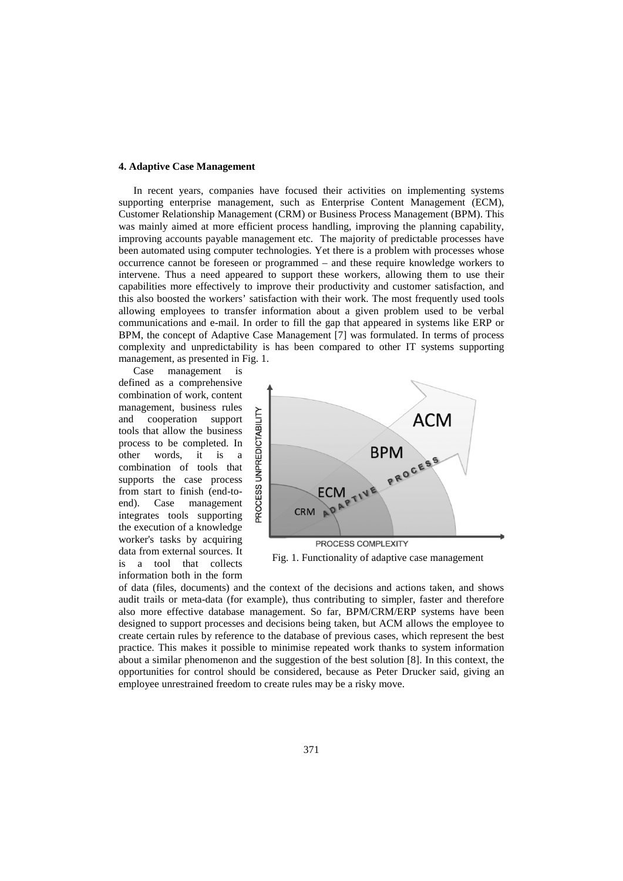## 4. Adaptive Case Management

In recent years, companies have focused their activities on implementing systems supporting enterprise management, such as Enterprise Content Management (ECM), Customer Relationship Management (CRM) or Business Process Management (BPM). This was mainly aimed at more efficient process handling, improving the planning capability, improving accounts payable management etc. The majority of predictable processes have been automated using computer technologies. Yet there is a problem with processes whose occurrence cannot be foreseen or programmed – and these require knowledge workers to intervene. Thus a need appeared to support these workers, allowing them to use their capabilities more effectively to improve their productivity and customer satisfaction, and this also boosted the workers' satisfaction with their work. The most frequently used tools allowing employees to transfer information about a given problem used to be verbal communications and e-mail. In order to fill the gap that appeared in systems like ERP or BPM, the concept of Adaptive Case Management [7] was formulated. In terms of process complexity and unpredictability is has been compared to other IT systems supporting management, as presented in Fig. 1.

Case management is defined as a comprehensive combination of work, content management, business rules and cooperation support tools that allow the business process to be completed. In other words, it is a combination of tools that supports the case process from start to finish (end-to-end). Case management integrates tools supporting the execution of a knowledge worker's tasks by acquiring data from external sources. It is a tool that collects information both in the form of data (files, documents) and the context of the decisions and actions taken, and shows audit trails or meta-data (for example), thus contributing to simpler, faster and therefore also more effective database management. So far, BPM/CRM/ERP systems have been designed to support processes and decisions being taken, but ACM allows the employee to create certain rules by reference to the database of previous cases, which represent the best practice. This makes it possible to minimise repeated work thanks to system information about a similar phenomenon and the suggestion of the best solution [8]. In this context, the opportunities for control should be considered, because as Peter Drucker said, giving an employee unrestrained freedom to create rules may be a risky move.

Fig. 1. Functionality of adaptive case management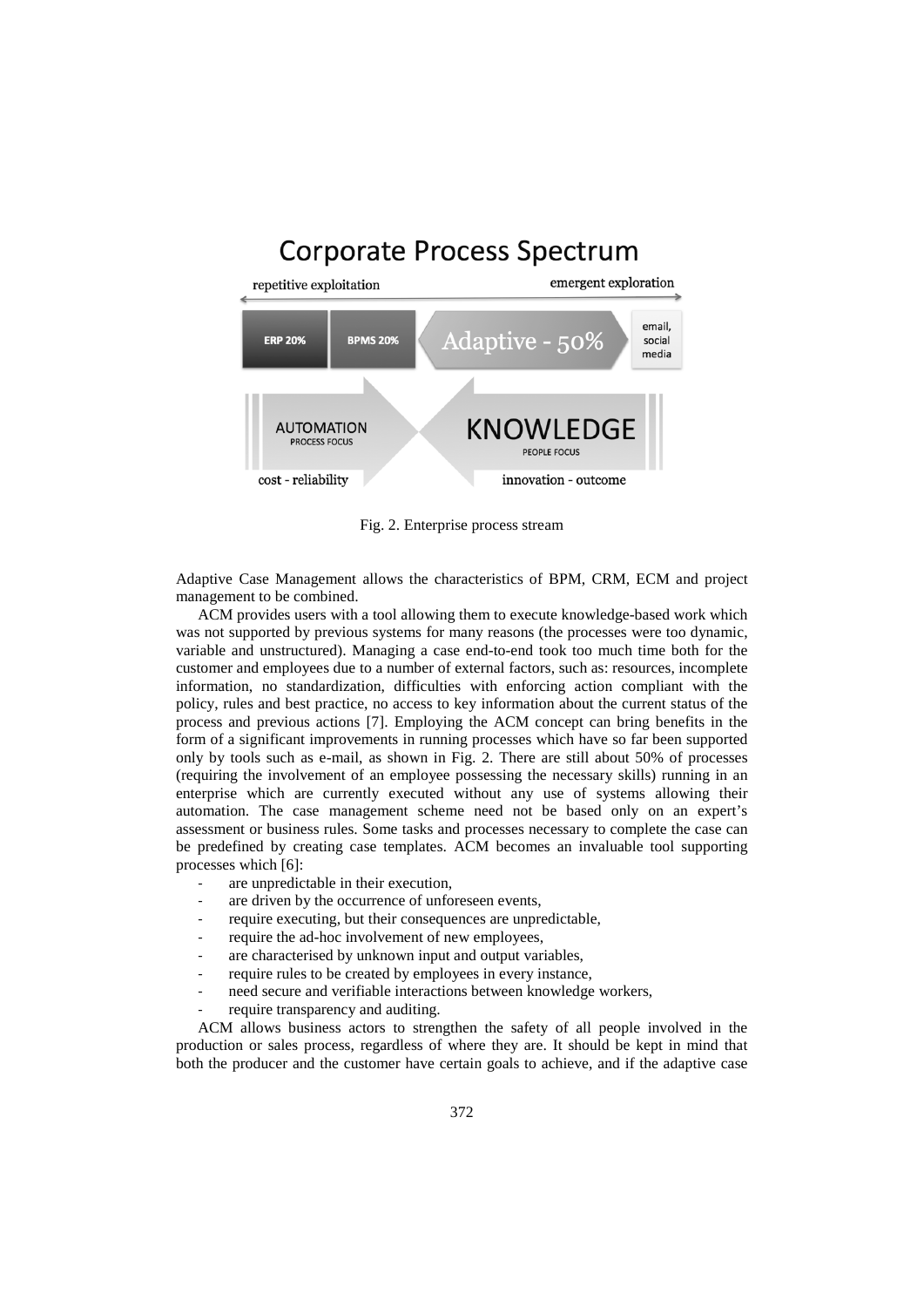Fig. 2. Enterprise process stream

Adaptive Case Management allows the characteristics of BPM, CRM, ECM and project management to be combined.

ACM provides users with a tool allowing them to execute knowledge-based work which was not supported by previous systems for many reasons (the processes were too dynamic, variable and unstructured). Managing a case end-to-end took too much time both for the customer and employees due to a number of external factors, such as: resources, incomplete information, no standardization, difficulties with enforcing action compliant with the policy, rules and best practice, no access to key information about the current status of the process and previous actions [7]. Employing the ACM concept can bring benefits in the form of a significant improvements in running processes which have so far been supported only by tools such as e-mail, as shown in Fig. 2. There are still about 50% of processes (requiring the involvement of an employee possessing the necessary skills) running in an enterprise which are currently executed without any use of systems allowing their automation. The case management scheme need not be based only on an expert's assessment or business rules. Some tasks and processes necessary to complete the case can be predefined by creating case templates. ACM becomes an invaluable tool supporting processes which [6]:

- are unpredictable in their execution,
- are driven by the occurrence of unforeseen events,
- require executing, but their consequences are unpredictable,
- require the ad-hoc involvement of new employees,
- are characterised by unknown input and output variables,
- require rules to be created by employees in every instance,
- need secure and verifiable interactions between knowledge workers,
- require transparency and auditing.

ACM allows business actors to strengthen the safety of all people involved in the production or sales process, regardless of where they are. It should be kept in mind that both the producer and the customer have certain goals to achieve, and if the adaptive case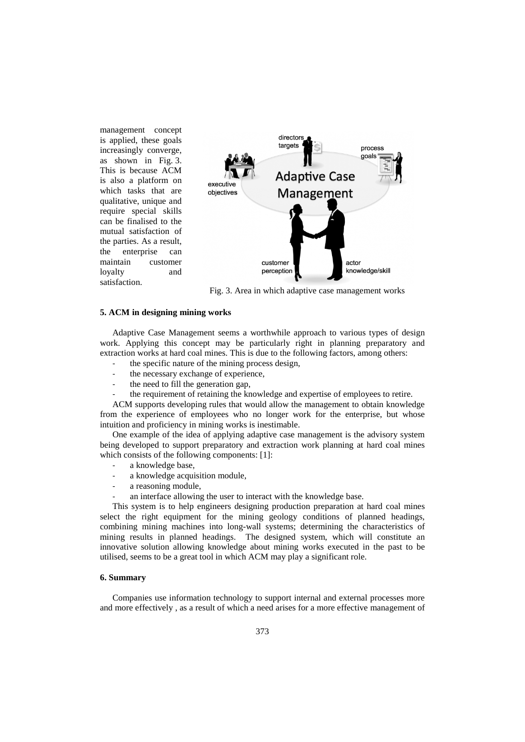management concept is applied, these goals increasingly converge, as shown in Fig. 3. This is because ACM is also a platform on which tasks that are qualitative, unique and require special skills can be finalised to the mutual satisfaction of the parties. As a result, the enterprise can maintain customer loyalty and satisfaction.

Fig. 3. Area in which adaptive case management works

### 5. ACM in designing mining works

Adaptive Case Management seems a worthwhile approach to various types of design work. Applying this concept may be particularly right in planning preparatory and extraction works at hard coal mines. This is due to the following factors, among others:

- the specific nature of the mining process design,
- the necessary exchange of experience,
- the need to fill the generation gap,
- the requirement of retaining the knowledge and expertise of employees to retire.

ACM supports developing rules that would allow the management to obtain knowledge from the experience of employees who no longer work for the enterprise, but whose intuition and proficiency in mining works is inestimable.

One example of the idea of applying adaptive case management is the advisory system being developed to support preparatory and extraction work planning at hard coal mines which consists of the following components: [1]:

- a knowledge base,
- a knowledge acquisition module,
- a reasoning module,
- an interface allowing the user to interact with the knowledge base.

This system is to help engineers designing production preparation at hard coal mines select the right equipment for the mining geology conditions of planned headings, combining mining machines into long-wall systems; determining the characteristics of mining results in planned headings. The designed system, which will constitute an innovative solution allowing knowledge about mining works executed in the past to be utilised, seems to be a great tool in which ACM may play a significant role.

### 6. Summary

Companies use information technology to support internal and external processes more and more effectively , as a result of which a need arises for a more effective management of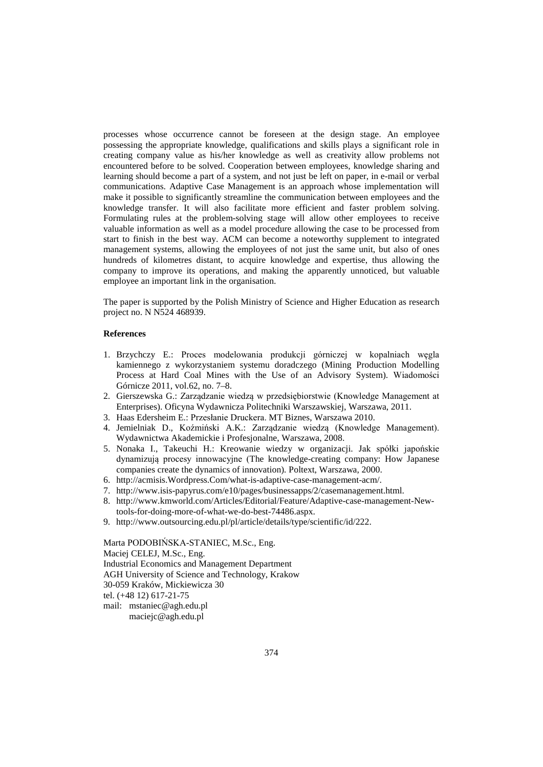processes whose occurrence cannot be foreseen at the design stage. An employee possessing the appropriate knowledge, qualifications and skills plays a significant role in creating company value as his/her knowledge as well as creativity allow problems not encountered before to be solved. Cooperation between employees, knowledge sharing and learning should become a part of a system, and not just be left on paper, in e-mail or verbal communications. Adaptive Case Management is an approach whose implementation will make it possible to significantly streamline the communication between employees and the knowledge transfer. It will also facilitate more efficient and faster problem solving. Formulating rules at the problem-solving stage will allow other employees to receive valuable information as well as a model procedure allowing the case to be processed from start to finish in the best way. ACM can become a noteworthy supplement to integrated management systems, allowing the employees of not just the same unit, but also of ones hundreds of kilometres distant, to acquire knowledge and expertise, thus allowing the company to improve its operations, and making the apparently unnoticed, but valuable employee an important link in the organisation.

The paper is supported by the Polish Ministry of Science and Higher Education as research project no. N N524 468939.

**References**

1. Brzychczy E.: Proces modelowania produkcji górniczej w kopalniach węgla kamiennego z wykorzystaniem systemu doradczego (Mining Production Modelling Process at Hard Coal Mines with the Use of an Advisory System). Wiadomości Górnicze 2011, vol.62, no. 7–8.
2. Gierszewska G.: Zarządzanie wiedzą w przedsiębiorstwie (Knowledge Management at Enterprises). Oficyna Wydawnicza Politechniki Warszawskiej, Warszawa, 2011.
3. Haas Edersheim E.: Przesłanie Druckera. MT Biznes, Warszawa 2010.
4. Jemielniak D., Koźmiński A.K.: Zarządzanie wiedzą (Knowledge Management). Wydawnictwa Akademickie i Profesjonalne, Warszawa, 2008.
5. Nonaka I., Takeuchi H.: Kreowanie wiedzy w organizacji. Jak spółki japońskie dynamizują procesy innowacyjne (The knowledge-creating company: How Japanese companies create the dynamics of innovation). Poltext, Warszawa, 2000.
6. http://acmisis.Wordpress.Com/what-is-adaptive-case-management-acm/.
7. http://www.isis-papyrus.com/e10/pages/businessapps/2/casemanagement.html.
8. http://www.kmworld.com/Articles/Editorial/Feature/Adaptive-case-management-New-tools-for-doing-more-of-what-we-do-best-74486.aspx.
9. http://www.outsourcing.edu.pl/pl/article/details/type/scientific/id/222.

Marta PODOBIŃSKA-STANIEC, M.Sc., Eng.
Maciej CELEJ, M.Sc., Eng.
Industrial Economics and Management Department
AGH University of Science and Technology, Krakow
30-059 Kraków, Mickiewicza 30
tel. (+48 12) 617-21-75
mail: mstaniec@agh.edu.pl
maciejc@agh.edu.pl